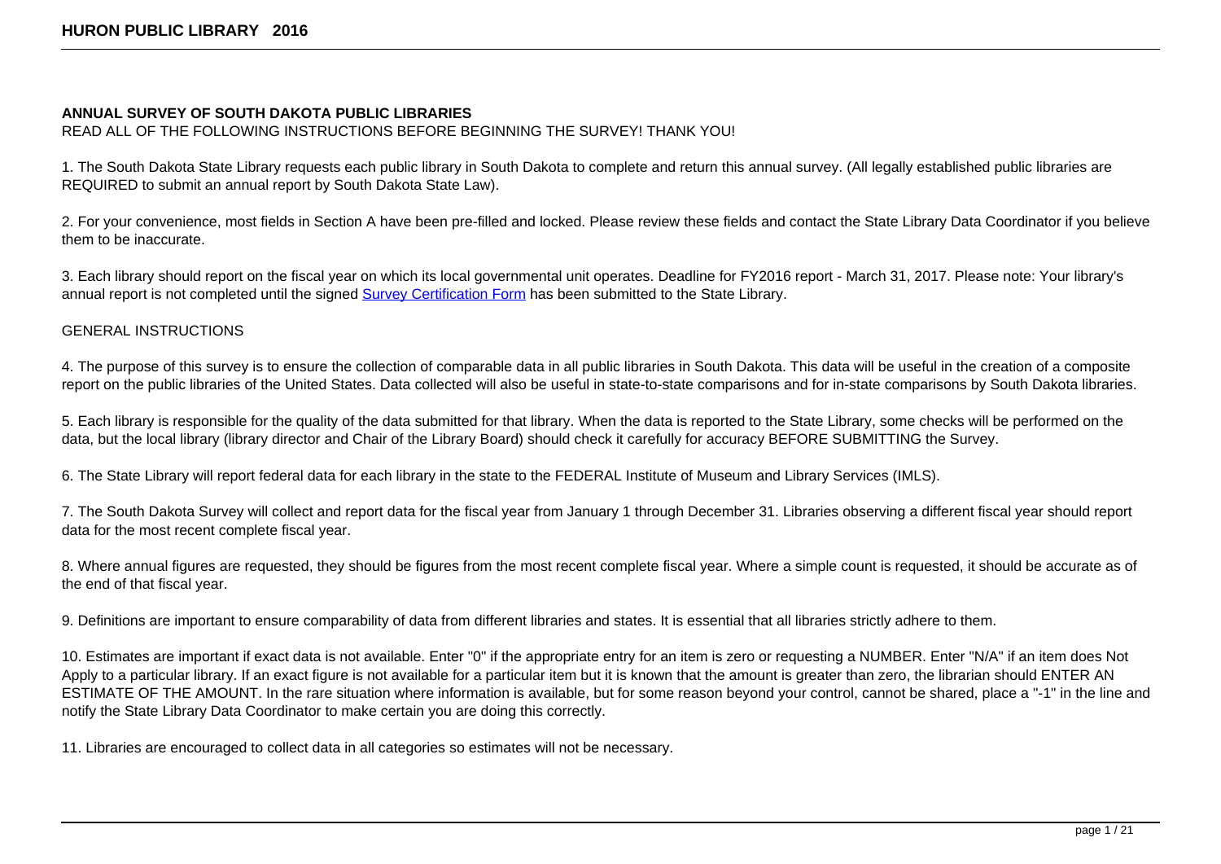**ANNUAL SURVEY OF SOUTH DAKOTA PUBLIC LIBRARIES**

READ ALL OF THE FOLLOWING INSTRUCTIONS BEFORE BEGINNING THE SURVEY! THANK YOU!

1. The South Dakota State Library requests each public library in South Dakota to complete and return this annual survey. (All legally established public libraries are REQUIRED to submit an annual report by South Dakota State Law).

2. For your convenience, most fields in Section A have been pre-filled and locked. Please review these fields and contact the State Library Data Coordinator if you believe them to be inaccurate.

3. Each library should report on the fiscal year on which its local governmental unit operates. Deadline for FY2016 report - March 31, 2017. Please note: Your library's annual report is not completed until the signed Survey Certification Form has been submitted to the State Library.

GENERAL INSTRUCTIONS

4. The purpose of this survey is to ensure the collection of comparable data in all public libraries in South Dakota. This data will be useful in the creation of a composite report on the public libraries of the United States. Data collected will also be useful in state-to-state comparisons and for in-state comparisons by South Dakota libraries.

5. Each library is responsible for the quality of the data submitted for that library. When the data is reported to the State Library, some checks will be performed on the data, but the local library (library director and Chair of the Library Board) should check it carefully for accuracy BEFORE SUBMITTING the Survey.

6. The State Library will report federal data for each library in the state to the FEDERAL Institute of Museum and Library Services (IMLS).

7. The South Dakota Survey will collect and report data for the fiscal year from January 1 through December 31. Libraries observing a different fiscal year should report data for the most recent complete fiscal year.

8. Where annual figures are requested, they should be figures from the most recent complete fiscal year. Where a simple count is requested, it should be accurate as of the end of that fiscal year.

9. Definitions are important to ensure comparability of data from different libraries and states. It is essential that all libraries strictly adhere to them.

10. Estimates are important if exact data is not available. Enter "0" if the appropriate entry for an item is zero or requesting a NUMBER. Enter "N/A" if an item does Not Apply to a particular library. If an exact figure is not available for a particular item but it is known that the amount is greater than zero, the librarian should ENTER AN ESTIMATE OF THE AMOUNT. In the rare situation where information is available, but for some reason beyond your control, cannot be shared, place a "-1" in the line and notify the State Library Data Coordinator to make certain you are doing this correctly.

11. Libraries are encouraged to collect data in all categories so estimates will not be necessary.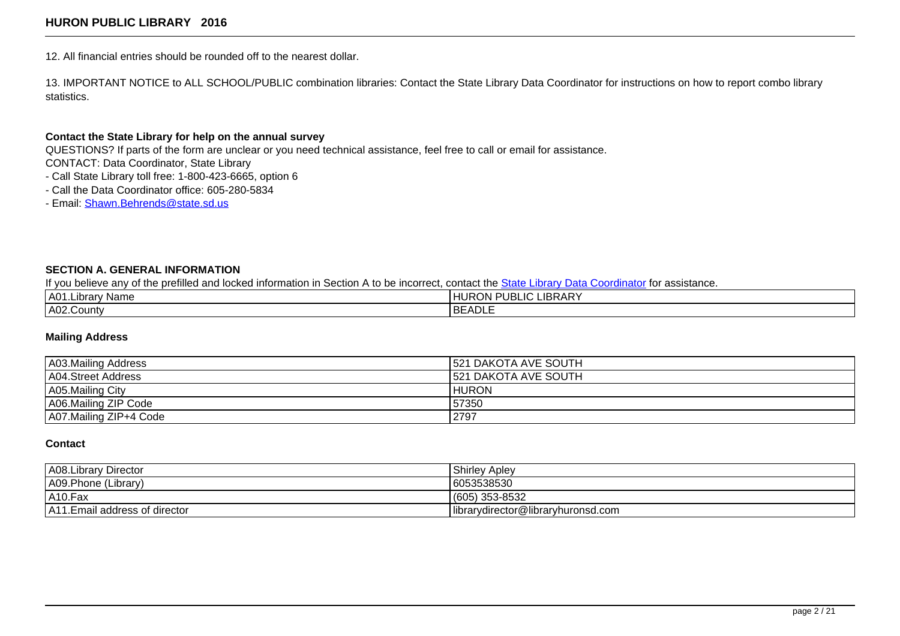12. All financial entries should be rounded off to the nearest dollar.

13. IMPORTANT NOTICE to ALL SCHOOL/PUBLIC combination libraries: Contact the State Library Data Coordinator for instructions on how to report combo library statistics.

**Contact the State Library for help on the annual survey**

QUESTIONS? If parts of the form are unclear or you need technical assistance, feel free to call or email for assistance.

CONTACT: Data Coordinator, State Library

- Call State Library toll free: 1-800-423-6665, option 6
- Call the Data Coordinator office: 605-280-5834
- Email: Shawn.Behrends@state.sd.us

### SECTION A. GENERAL INFORMATION

If you believe any of the prefilled and locked information in Section A to be incorrect, contact the State Library Data Coordinator for assistance.

| | |
|---|---|
| A01.Library Name | HURON PUBLIC LIBRARY |
| A02.County | BEADLE |

**Mailing Address**

| | |
|---|---|
| A03.Mailing Address | 521 DAKOTA AVE SOUTH |
| A04.Street Address | 521 DAKOTA AVE SOUTH |
| A05.Mailing City | HURON |
| A06.Mailing ZIP Code | 57350 |
| A07.Mailing ZIP+4 Code | 2797 |

**Contact**

| | |
|---|---|
| A08.Library Director | Shirley Apley |
| A09.Phone (Library) | 6053538530 |
| A10.Fax | (605) 353-8532 |
| A11.Email address of director | librarydirector@libraryhuronsd.com |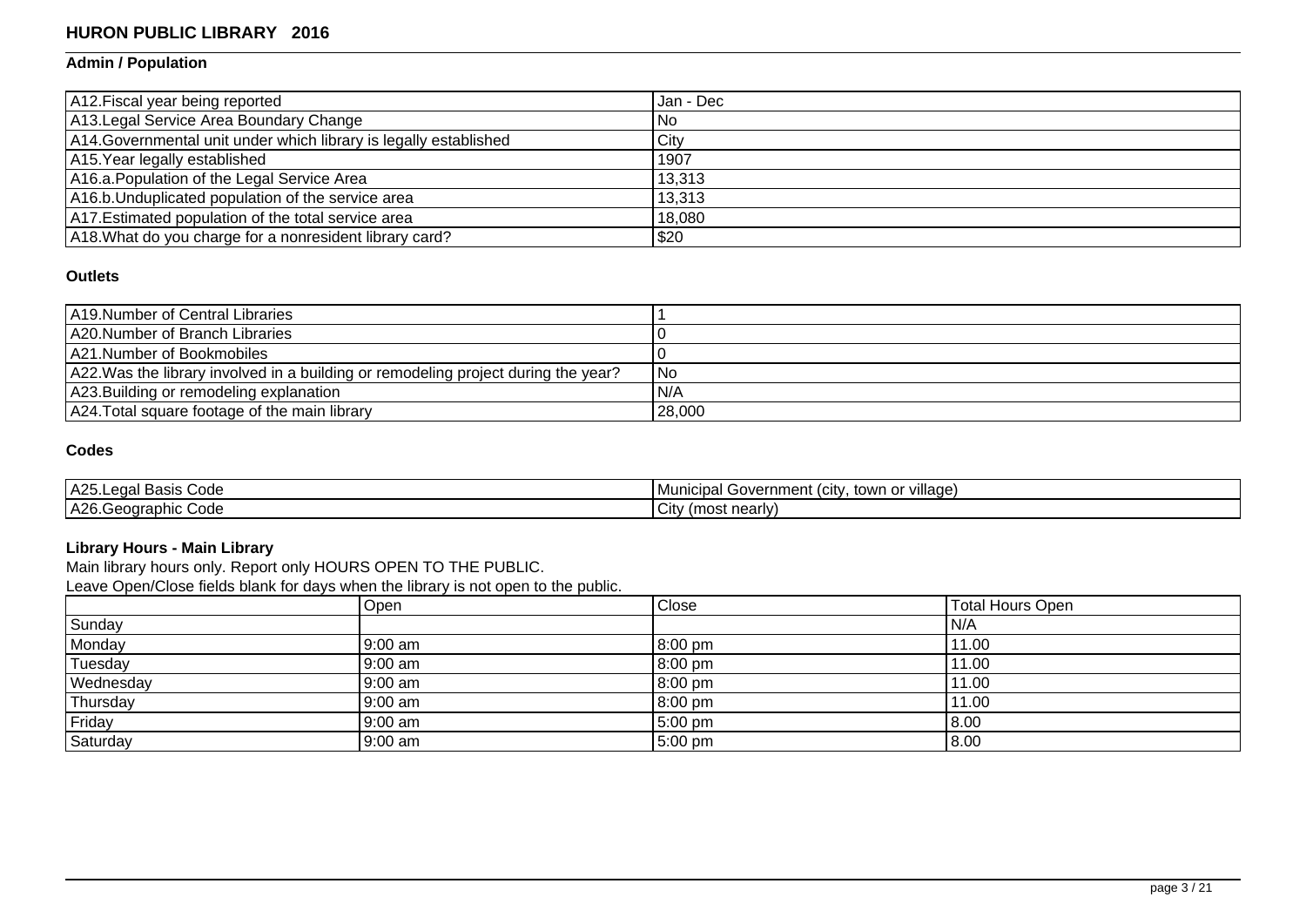# HURON PUBLIC LIBRARY 2016

## Admin / Population

| | |
|---|---|
| A12.Fiscal year being reported | Jan - Dec |
| A13.Legal Service Area Boundary Change | No |
| A14.Governmental unit under which library is legally established | City |
| A15.Year legally established | 1907 |
| A16.a.Population of the Legal Service Area | 13,313 |
| A16.b.Unduplicated population of the service area | 13,313 |
| A17.Estimated population of the total service area | 18,080 |
| A18.What do you charge for a nonresident library card? | $20 |

## Outlets

| | |
|---|---|
| A19.Number of Central Libraries | 1 |
| A20.Number of Branch Libraries | 0 |
| A21.Number of Bookmobiles | 0 |
| A22.Was the library involved in a building or remodeling project during the year? | No |
| A23.Building or remodeling explanation | N/A |
| A24.Total square footage of the main library | 28,000 |

## Codes

| | |
|---|---|
| A25.Legal Basis Code | Municipal Government (city, town or village) |
| A26.Geographic Code | City (most nearly) |

## Library Hours - Main Library

Main library hours only. Report only HOURS OPEN TO THE PUBLIC.

Leave Open/Close fields blank for days when the library is not open to the public.

| | Open | Close | Total Hours Open |
|---|---|---|---|
| Sunday | | | N/A |
| Monday | 9:00 am | 8:00 pm | 11.00 |
| Tuesday | 9:00 am | 8:00 pm | 11.00 |
| Wednesday | 9:00 am | 8:00 pm | 11.00 |
| Thursday | 9:00 am | 8:00 pm | 11.00 |
| Friday | 9:00 am | 5:00 pm | 8.00 |
| Saturday | 9:00 am | 5:00 pm | 8.00 |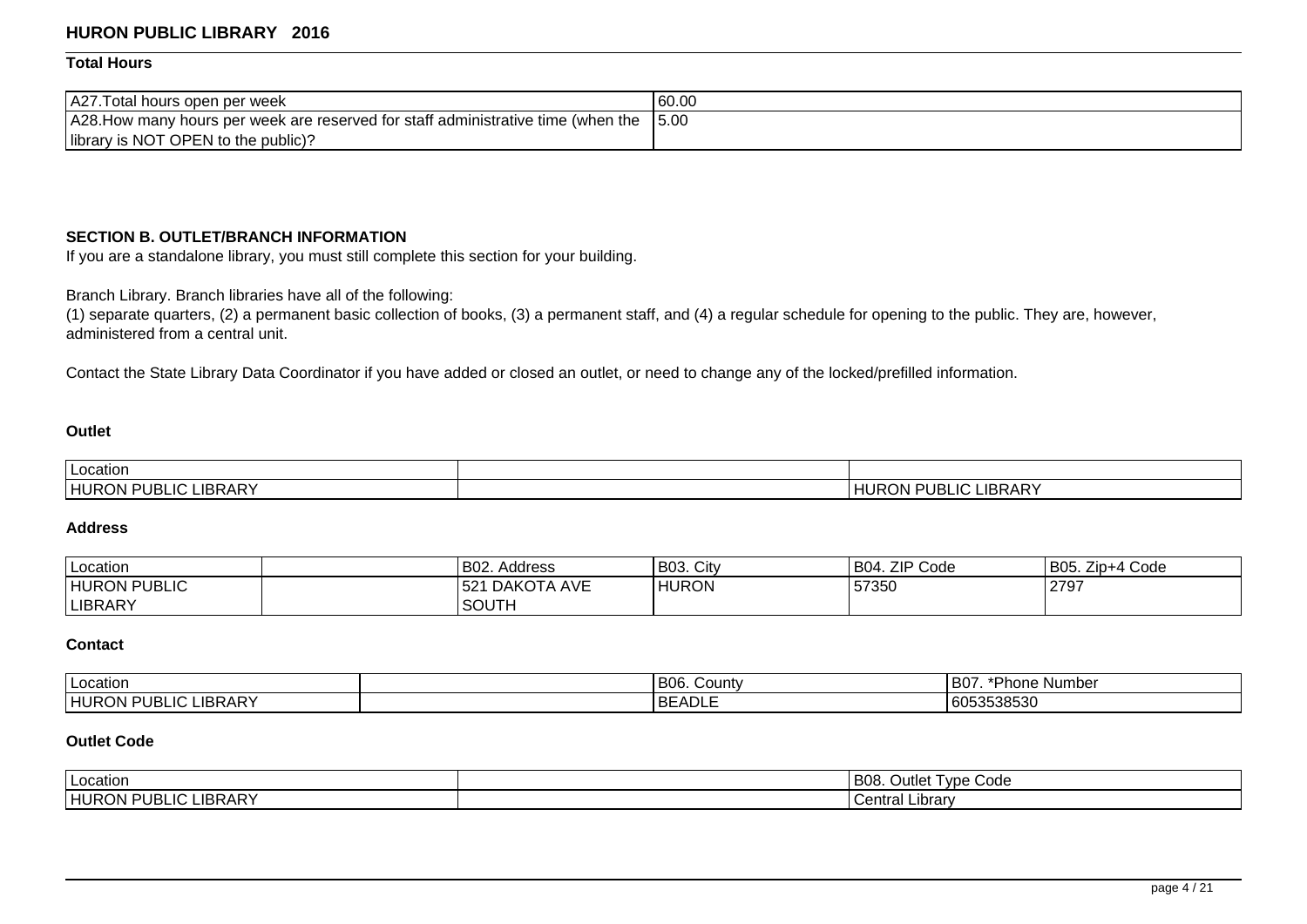## HURON PUBLIC LIBRARY 2016

### Total Hours

| | |
|---|---|
| A27.Total hours open per week | 60.00 |
| A28.How many hours per week are reserved for staff administrative time (when the library is NOT OPEN to the public)? | 5.00 |

### SECTION B. OUTLET/BRANCH INFORMATION

If you are a standalone library, you must still complete this section for your building.

Branch Library. Branch libraries have all of the following:
(1) separate quarters, (2) a permanent basic collection of books, (3) a permanent staff, and (4) a regular schedule for opening to the public. They are, however, administered from a central unit.

Contact the State Library Data Coordinator if you have added or closed an outlet, or need to change any of the locked/prefilled information.

#### Outlet

| Location | | |
|---|---|---|
| HURON PUBLIC LIBRARY | | HURON PUBLIC LIBRARY |

#### Address

| Location | | B02. Address | B03. City | B04. ZIP Code | B05. Zip+4 Code |
|---|---|---|---|---|---|
| HURON PUBLIC LIBRARY | | 521 DAKOTA AVE SOUTH | HURON | 57350 | 2797 |

#### Contact

| Location | | B06. County | B07. *Phone Number |
|---|---|---|---|
| HURON PUBLIC LIBRARY | | BEADLE | 6053538530 |

#### Outlet Code

| Location | | B08. Outlet Type Code |
|---|---|---|
| HURON PUBLIC LIBRARY | | Central Library |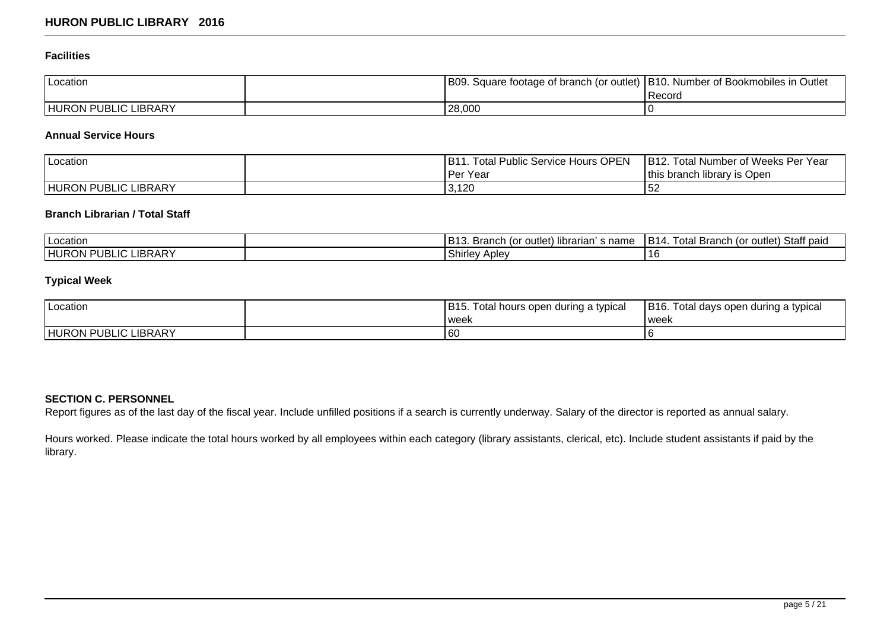### Facilities

| Location | | B09. Square footage of branch (or outlet) | B10. Number of Bookmobiles in Outlet Record |
|---|---|---|---|
| HURON PUBLIC LIBRARY | | 28,000 | 0 |

### Annual Service Hours

| Location | | B11. Total Public Service Hours OPEN Per Year | B12. Total Number of Weeks Per Year this branch library is Open |
|---|---|---|---|
| HURON PUBLIC LIBRARY | | 3,120 | 52 |

### Branch Librarian / Total Staff

| Location | | B13. Branch (or outlet) librarian' s name | B14. Total Branch (or outlet) Staff paid |
|---|---|---|---|
| HURON PUBLIC LIBRARY | | Shirley Apley | 16 |

### Typical Week

| Location | | B15. Total hours open during a typical week | B16. Total days open during a typical week |
|---|---|---|---|
| HURON PUBLIC LIBRARY | | 60 | 6 |

### SECTION C. PERSONNEL

Report figures as of the last day of the fiscal year. Include unfilled positions if a search is currently underway. Salary of the director is reported as annual salary.

Hours worked. Please indicate the total hours worked by all employees within each category (library assistants, clerical, etc). Include student assistants if paid by the library.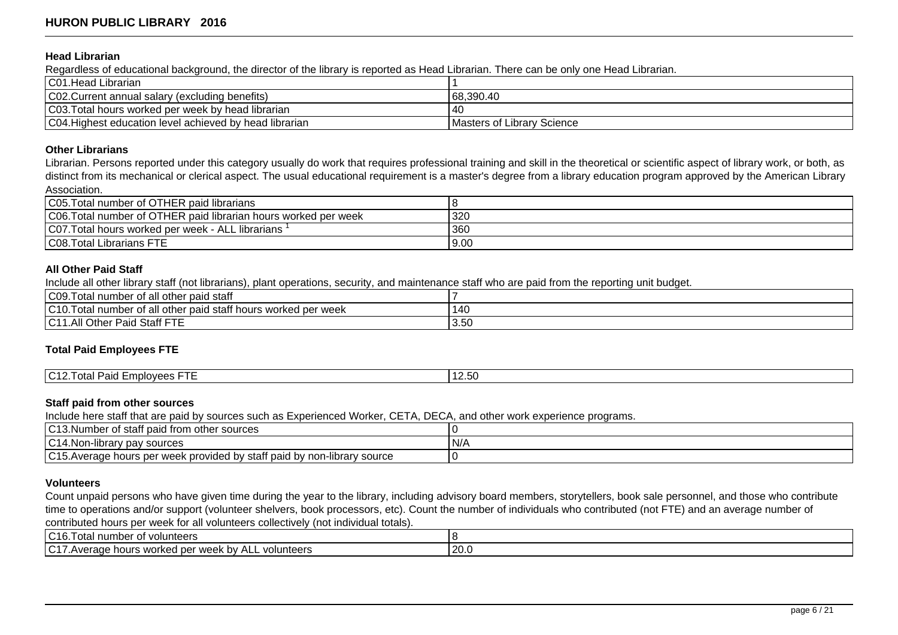### Head Librarian

Regardless of educational background, the director of the library is reported as Head Librarian. There can be only one Head Librarian.

| | |
|---|---|
| C01.Head Librarian | 1 |
| C02.Current annual salary (excluding benefits) | 68,390.40 |
| C03.Total hours worked per week by head librarian | 40 |
| C04.Highest education level achieved by head librarian | Masters of Library Science |

### Other Librarians

Librarian. Persons reported under this category usually do work that requires professional training and skill in the theoretical or scientific aspect of library work, or both, as distinct from its mechanical or clerical aspect. The usual educational requirement is a master's degree from a library education program approved by the American Library Association.

| | |
|---|---|
| C05.Total number of OTHER paid librarians | 8 |
| C06.Total number of OTHER paid librarian hours worked per week | 320 |
| C07.Total hours worked per week - ALL librarians [1] | 360 |
| C08.Total Librarians FTE | 9.00 |

### All Other Paid Staff

Include all other library staff (not librarians), plant operations, security, and maintenance staff who are paid from the reporting unit budget.

| | |
|---|---|
| C09.Total number of all other paid staff | 7 |
| C10.Total number of all other paid staff hours worked per week | 140 |
| C11.All Other Paid Staff FTE | 3.50 |

### Total Paid Employees FTE

| | |
|---|---|
| C12.Total Paid Employees FTE | 12.50 |

### Staff paid from other sources

Include here staff that are paid by sources such as Experienced Worker, CETA, DECA, and other work experience programs.

| | |
|---|---|
| C13.Number of staff paid from other sources | 0 |
| C14.Non-library pay sources | N/A |
| C15.Average hours per week provided by staff paid by non-library source | 0 |

### Volunteers

Count unpaid persons who have given time during the year to the library, including advisory board members, storytellers, book sale personnel, and those who contribute time to operations and/or support (volunteer shelvers, book processors, etc). Count the number of individuals who contributed (not FTE) and an average number of contributed hours per week for all volunteers collectively (not individual totals).

| | |
|---|---|
| C16.Total number of volunteers | 8 |
| C17.Average hours worked per week by ALL volunteers | 20.0 |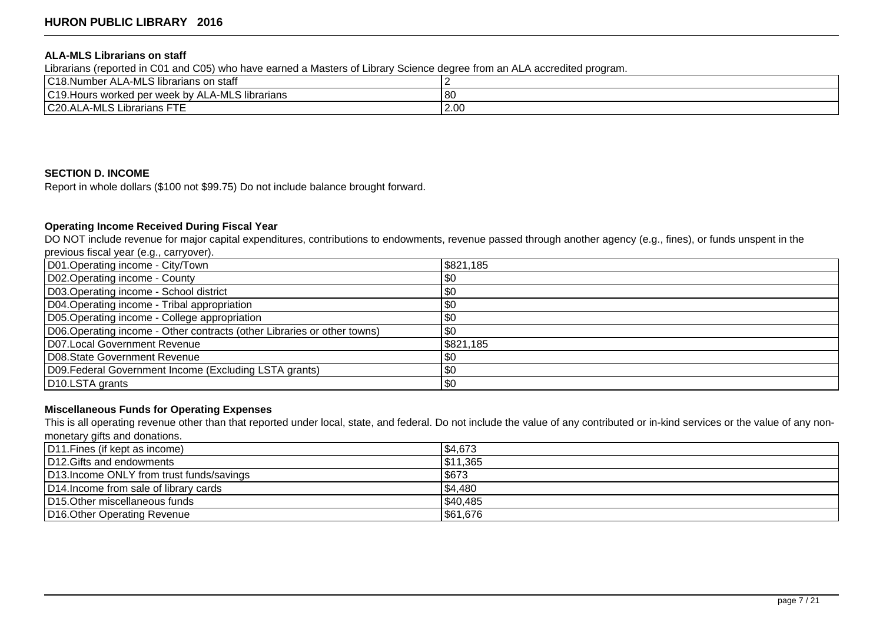### ALA-MLS Librarians on staff

Librarians (reported in C01 and C05) who have earned a Masters of Library Science degree from an ALA accredited program.

| | |
|---|---|
| C18.Number ALA-MLS librarians on staff | 2 |
| C19.Hours worked per week by ALA-MLS librarians | 80 |
| C20.ALA-MLS Librarians FTE | 2.00 |

## SECTION D. INCOME

Report in whole dollars ($100 not $99.75) Do not include balance brought forward.

### Operating Income Received During Fiscal Year

DO NOT include revenue for major capital expenditures, contributions to endowments, revenue passed through another agency (e.g., fines), or funds unspent in the previous fiscal year (e.g., carryover).

| | |
|---|---|
| D01.Operating income - City/Town | $821,185 |
| D02.Operating income - County | $0 |
| D03.Operating income - School district | $0 |
| D04.Operating income - Tribal appropriation | $0 |
| D05.Operating income - College appropriation | $0 |
| D06.Operating income - Other contracts (other Libraries or other towns) | $0 |
| D07.Local Government Revenue | $821,185 |
| D08.State Government Revenue | $0 |
| D09.Federal Government Income (Excluding LSTA grants) | $0 |
| D10.LSTA grants | $0 |

### Miscellaneous Funds for Operating Expenses

This is all operating revenue other than that reported under local, state, and federal. Do not include the value of any contributed or in-kind services or the value of any non-monetary gifts and donations.

| | |
|---|---|
| D11.Fines (if kept as income) | $4,673 |
| D12.Gifts and endowments | $11,365 |
| D13.Income ONLY from trust funds/savings | $673 |
| D14.Income from sale of library cards | $4,480 |
| D15.Other miscellaneous funds | $40,485 |
| D16.Other Operating Revenue | $61,676 |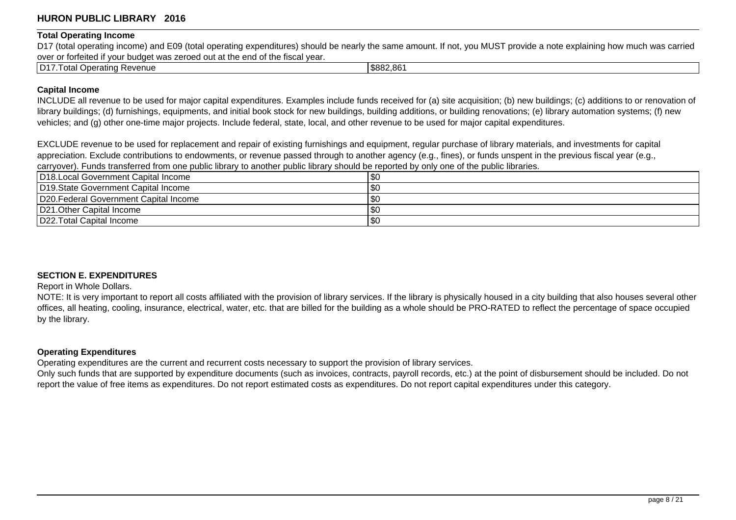**Total Operating Income**

D17 (total operating income) and E09 (total operating expenditures) should be nearly the same amount. If not, you MUST provide a note explaining how much was carried over or forfeited if your budget was zeroed out at the end of the fiscal year.

| | |
|---|---|
| D17.Total Operating Revenue | $882,861 |

**Capital Income**

INCLUDE all revenue to be used for major capital expenditures. Examples include funds received for (a) site acquisition; (b) new buildings; (c) additions to or renovation of library buildings; (d) furnishings, equipments, and initial book stock for new buildings, building additions, or building renovations; (e) library automation systems; (f) new vehicles; and (g) other one-time major projects. Include federal, state, local, and other revenue to be used for major capital expenditures.

EXCLUDE revenue to be used for replacement and repair of existing furnishings and equipment, regular purchase of library materials, and investments for capital appreciation. Exclude contributions to endowments, or revenue passed through to another agency (e.g., fines), or funds unspent in the previous fiscal year (e.g., carryover). Funds transferred from one public library to another public library should be reported by only one of the public libraries.

| | |
|---|---|
| D18.Local Government Capital Income | $0 |
| D19.State Government Capital Income | $0 |
| D20.Federal Government Capital Income | $0 |
| D21.Other Capital Income | $0 |
| D22.Total Capital Income | $0 |

**SECTION E. EXPENDITURES**

Report in Whole Dollars.

NOTE: It is very important to report all costs affiliated with the provision of library services. If the library is physically housed in a city building that also houses several other offices, all heating, cooling, insurance, electrical, water, etc. that are billed for the building as a whole should be PRO-RATED to reflect the percentage of space occupied by the library.

**Operating Expenditures**

Operating expenditures are the current and recurrent costs necessary to support the provision of library services.

Only such funds that are supported by expenditure documents (such as invoices, contracts, payroll records, etc.) at the point of disbursement should be included. Do not report the value of free items as expenditures. Do not report estimated costs as expenditures. Do not report capital expenditures under this category.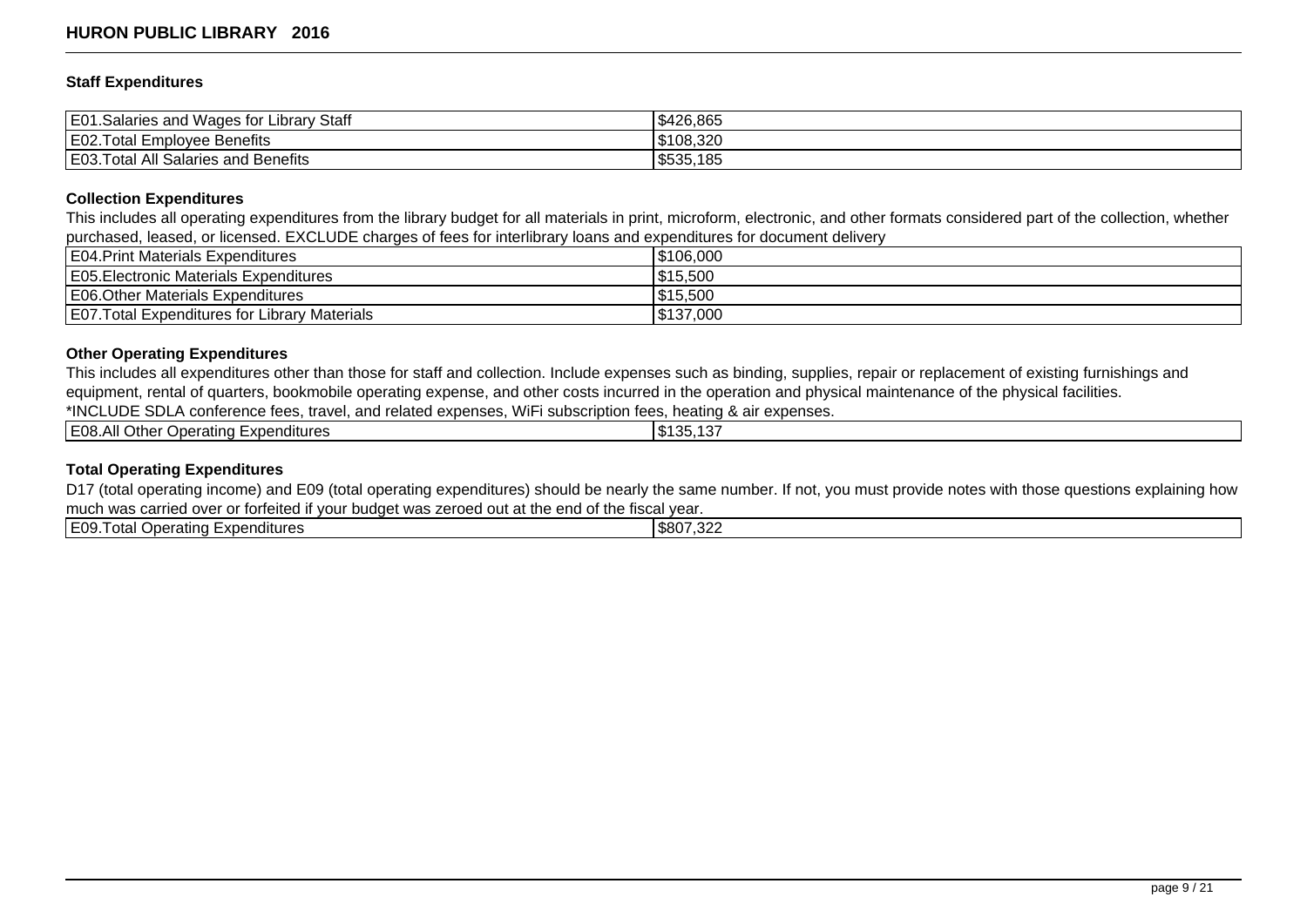# HURON PUBLIC LIBRARY 2016

### Staff Expenditures

| | |
|---|---|
| E01.Salaries and Wages for Library Staff | $426,865 |
| E02.Total Employee Benefits | $108,320 |
| E03.Total All Salaries and Benefits | $535,185 |

### Collection Expenditures

This includes all operating expenditures from the library budget for all materials in print, microform, electronic, and other formats considered part of the collection, whether purchased, leased, or licensed. EXCLUDE charges of fees for interlibrary loans and expenditures for document delivery

| | |
|---|---|
| E04.Print Materials Expenditures | $106,000 |
| E05.Electronic Materials Expenditures | $15,500 |
| E06.Other Materials Expenditures | $15,500 |
| E07.Total Expenditures for Library Materials | $137,000 |

### Other Operating Expenditures

This includes all expenditures other than those for staff and collection. Include expenses such as binding, supplies, repair or replacement of existing furnishings and equipment, rental of quarters, bookmobile operating expense, and other costs incurred in the operation and physical maintenance of the physical facilities.
*INCLUDE SDLA conference fees, travel, and related expenses, WiFi subscription fees, heating & air expenses.

| | |
|---|---|
| E08.All Other Operating Expenditures | $135,137 |

### Total Operating Expenditures

D17 (total operating income) and E09 (total operating expenditures) should be nearly the same number. If not, you must provide notes with those questions explaining how much was carried over or forfeited if your budget was zeroed out at the end of the fiscal year.

| | |
|---|---|
| E09.Total Operating Expenditures | $807,322 |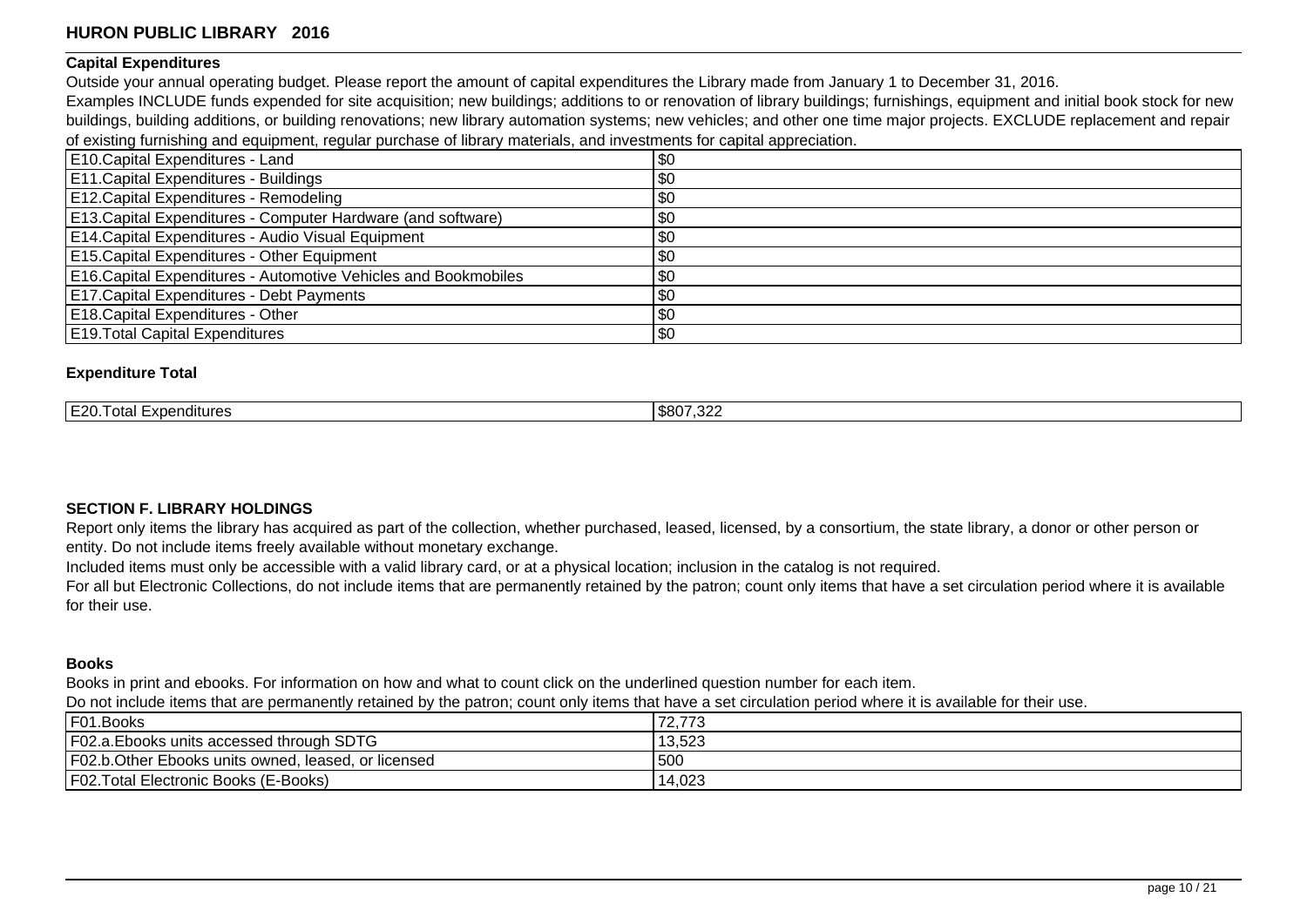## Capital Expenditures

Outside your annual operating budget. Please report the amount of capital expenditures the Library made from January 1 to December 31, 2016.

Examples INCLUDE funds expended for site acquisition; new buildings; additions to or renovation of library buildings; furnishings, equipment and initial book stock for new buildings, building additions, or building renovations; new library automation systems; new vehicles; and other one time major projects. EXCLUDE replacement and repair of existing furnishing and equipment, regular purchase of library materials, and investments for capital appreciation.

| | |
|---|---|
| E10.Capital Expenditures - Land | $0 |
| E11.Capital Expenditures - Buildings | $0 |
| E12.Capital Expenditures - Remodeling | $0 |
| E13.Capital Expenditures - Computer Hardware (and software) | $0 |
| E14.Capital Expenditures - Audio Visual Equipment | $0 |
| E15.Capital Expenditures - Other Equipment | $0 |
| E16.Capital Expenditures - Automotive Vehicles and Bookmobiles | $0 |
| E17.Capital Expenditures - Debt Payments | $0 |
| E18.Capital Expenditures - Other | $0 |
| E19.Total Capital Expenditures | $0 |

## Expenditure Total

| | |
|---|---|
| E20.Total Expenditures | $807,322 |

# SECTION F. LIBRARY HOLDINGS

Report only items the library has acquired as part of the collection, whether purchased, leased, licensed, by a consortium, the state library, a donor or other person or entity. Do not include items freely available without monetary exchange.

Included items must only be accessible with a valid library card, or at a physical location; inclusion in the catalog is not required.

For all but Electronic Collections, do not include items that are permanently retained by the patron; count only items that have a set circulation period where it is available for their use.

## Books

Books in print and ebooks. For information on how and what to count click on the underlined question number for each item.

Do not include items that are permanently retained by the patron; count only items that have a set circulation period where it is available for their use.

| | |
|---|---|
| F01.Books | 72,773 |
| F02.a.Ebooks units accessed through SDTG | 13,523 |
| F02.b.Other Ebooks units owned, leased, or licensed | 500 |
| F02.Total Electronic Books (E-Books) | 14,023 |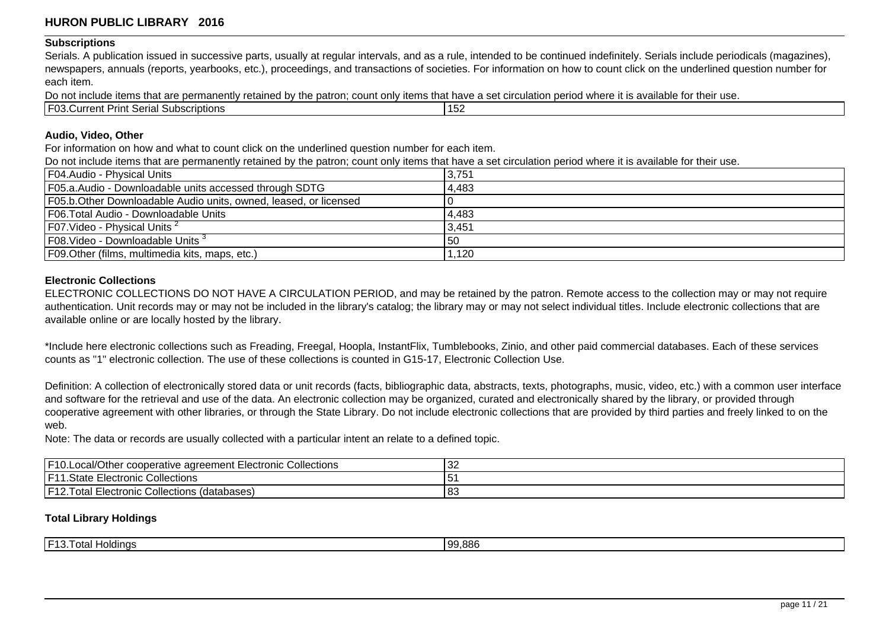# HURON PUBLIC LIBRARY 2016

### Subscriptions

Serials. A publication issued in successive parts, usually at regular intervals, and as a rule, intended to be continued indefinitely. Serials include periodicals (magazines), newspapers, annuals (reports, yearbooks, etc.), proceedings, and transactions of societies. For information on how to count click on the underlined question number for each item.

Do not include items that are permanently retained by the patron; count only items that have a set circulation period where it is available for their use.

| | |
|---|---|
| F03.Current Print Serial Subscriptions | 152 |

### Audio, Video, Other

For information on how and what to count click on the underlined question number for each item.

Do not include items that are permanently retained by the patron; count only items that have a set circulation period where it is available for their use.

| | |
|---|---|
| F04.Audio - Physical Units | 3,751 |
| F05.a.Audio - Downloadable units accessed through SDTG | 4,483 |
| F05.b.Other Downloadable Audio units, owned, leased, or licensed | 0 |
| F06.Total Audio - Downloadable Units | 4,483 |
| F07.Video - Physical Units [2] | 3,451 |
| F08.Video - Downloadable Units [3] | 50 |
| F09.Other (films, multimedia kits, maps, etc.) | 1,120 |

### Electronic Collections

ELECTRONIC COLLECTIONS DO NOT HAVE A CIRCULATION PERIOD, and may be retained by the patron. Remote access to the collection may or may not require authentication. Unit records may or may not be included in the library's catalog; the library may or may not select individual titles. Include electronic collections that are available online or are locally hosted by the library.

*Include here electronic collections such as Freading, Freegal, Hoopla, InstantFlix, Tumblebooks, Zinio, and other paid commercial databases. Each of these services counts as "1" electronic collection. The use of these collections is counted in G15-17, Electronic Collection Use.

Definition: A collection of electronically stored data or unit records (facts, bibliographic data, abstracts, texts, photographs, music, video, etc.) with a common user interface and software for the retrieval and use of the data. An electronic collection may be organized, curated and electronically shared by the library, or provided through cooperative agreement with other libraries, or through the State Library. Do not include electronic collections that are provided by third parties and freely linked to on the web.

Note: The data or records are usually collected with a particular intent an relate to a defined topic.

| | |
|---|---|
| F10.Local/Other cooperative agreement Electronic Collections | 32 |
| F11.State Electronic Collections | 51 |
| F12.Total Electronic Collections (databases) | 83 |

### Total Library Holdings

| | |
|---|---|
| F13.Total Holdings | 99,886 |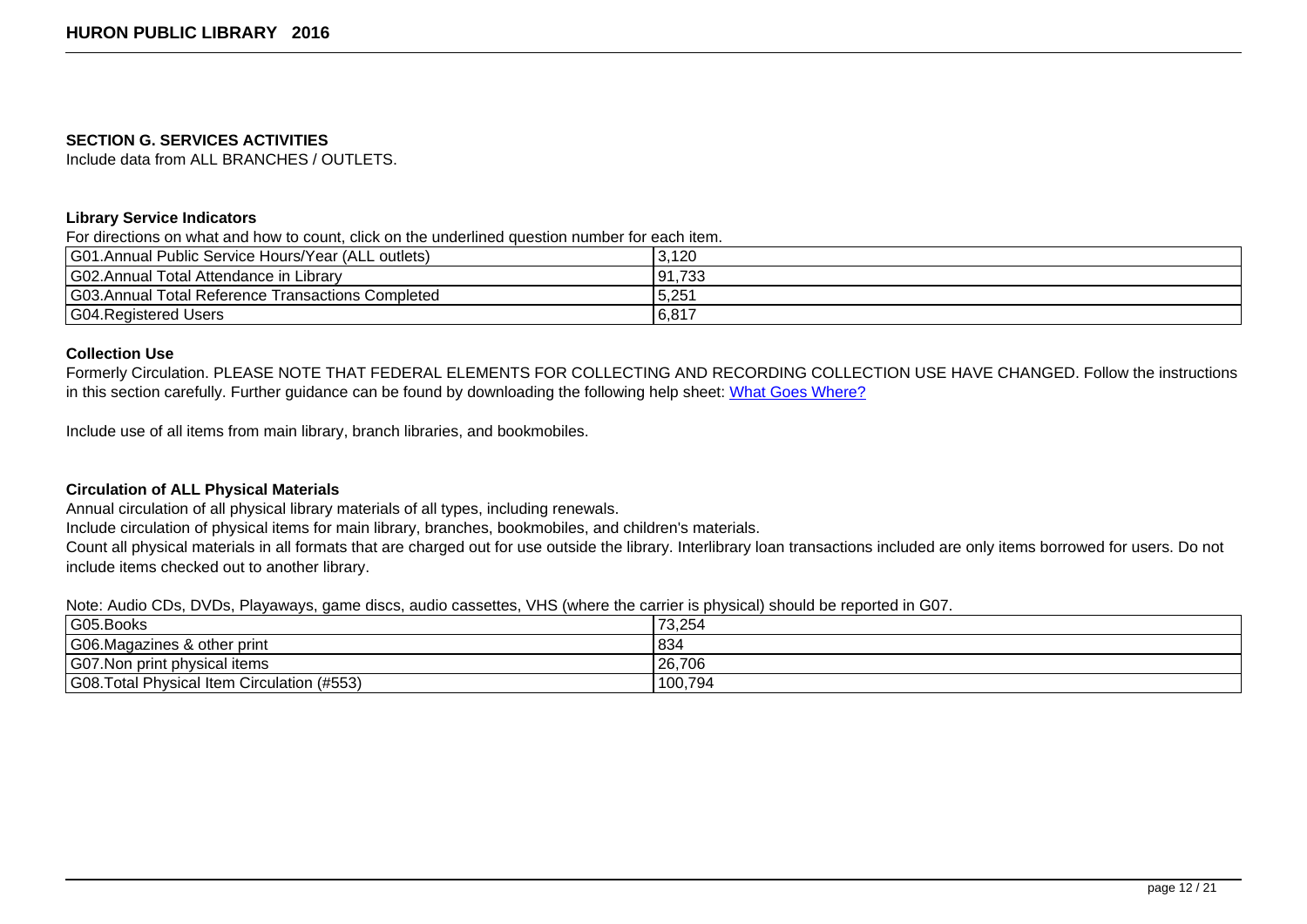## SECTION G. SERVICES ACTIVITIES

Include data from ALL BRANCHES / OUTLETS.

### Library Service Indicators

For directions on what and how to count, click on the underlined question number for each item.

| | |
|---|---|
| G01.Annual Public Service Hours/Year (ALL outlets) | 3,120 |
| G02.Annual Total Attendance in Library | 91,733 |
| G03.Annual Total Reference Transactions Completed | 5,251 |
| G04.Registered Users | 6,817 |

### Collection Use

Formerly Circulation. PLEASE NOTE THAT FEDERAL ELEMENTS FOR COLLECTING AND RECORDING COLLECTION USE HAVE CHANGED. Follow the instructions in this section carefully. Further guidance can be found by downloading the following help sheet: What Goes Where?

Include use of all items from main library, branch libraries, and bookmobiles.

### Circulation of ALL Physical Materials

Annual circulation of all physical library materials of all types, including renewals.

Include circulation of physical items for main library, branches, bookmobiles, and children's materials.

Count all physical materials in all formats that are charged out for use outside the library. Interlibrary loan transactions included are only items borrowed for users. Do not include items checked out to another library.

Note: Audio CDs, DVDs, Playaways, game discs, audio cassettes, VHS (where the carrier is physical) should be reported in G07.

| | |
|---|---|
| G05.Books | 73,254 |
| G06.Magazines & other print | 834 |
| G07.Non print physical items | 26,706 |
| G08.Total Physical Item Circulation (#553) | 100,794 |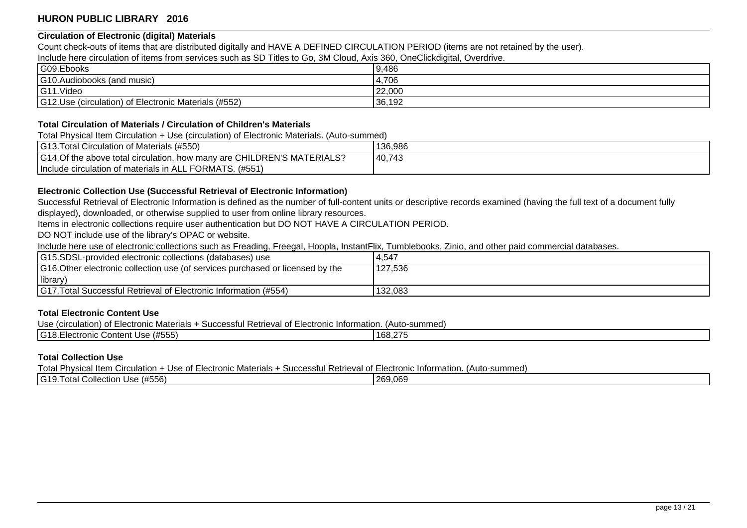# HURON PUBLIC LIBRARY 2016

### Circulation of Electronic (digital) Materials

Count check-outs of items that are distributed digitally and HAVE A DEFINED CIRCULATION PERIOD (items are not retained by the user).

Include here circulation of items from services such as SD Titles to Go, 3M Cloud, Axis 360, OneClickdigital, Overdrive.

| | |
|---|---|
| G09.Ebooks | 9,486 |
| G10.Audiobooks (and music) | 4,706 |
| G11.Video | 22,000 |
| G12.Use (circulation) of Electronic Materials (#552) | 36,192 |

### Total Circulation of Materials / Circulation of Children's Materials

Total Physical Item Circulation + Use (circulation) of Electronic Materials. (Auto-summed)

| | |
|---|---|
| G13.Total Circulation of Materials (#550) | 136,986 |
| G14.Of the above total circulation, how many are CHILDREN'S MATERIALS? Include circulation of materials in ALL FORMATS. (#551) | 40,743 |

### Electronic Collection Use (Successful Retrieval of Electronic Information)

Successful Retrieval of Electronic Information is defined as the number of full-content units or descriptive records examined (having the full text of a document fully displayed), downloaded, or otherwise supplied to user from online library resources.

Items in electronic collections require user authentication but DO NOT HAVE A CIRCULATION PERIOD.

DO NOT include use of the library's OPAC or website.

Include here use of electronic collections such as Freading, Freegal, Hoopla, InstantFlix, Tumblebooks, Zinio, and other paid commercial databases.

| | |
|---|---|
| G15.SDSL-provided electronic collections (databases) use | 4,547 |
| G16.Other electronic collection use (of services purchased or licensed by the library) | 127,536 |
| G17.Total Successful Retrieval of Electronic Information (#554) | 132,083 |

### Total Electronic Content Use

Use (circulation) of Electronic Materials + Successful Retrieval of Electronic Information. (Auto-summed)

| | |
|---|---|
| G18.Electronic Content Use (#555) | 168,275 |

### Total Collection Use

Total Physical Item Circulation + Use of Electronic Materials + Successful Retrieval of Electronic Information. (Auto-summed)

| | |
|---|---|
| G19.Total Collection Use (#556) | 269,069 |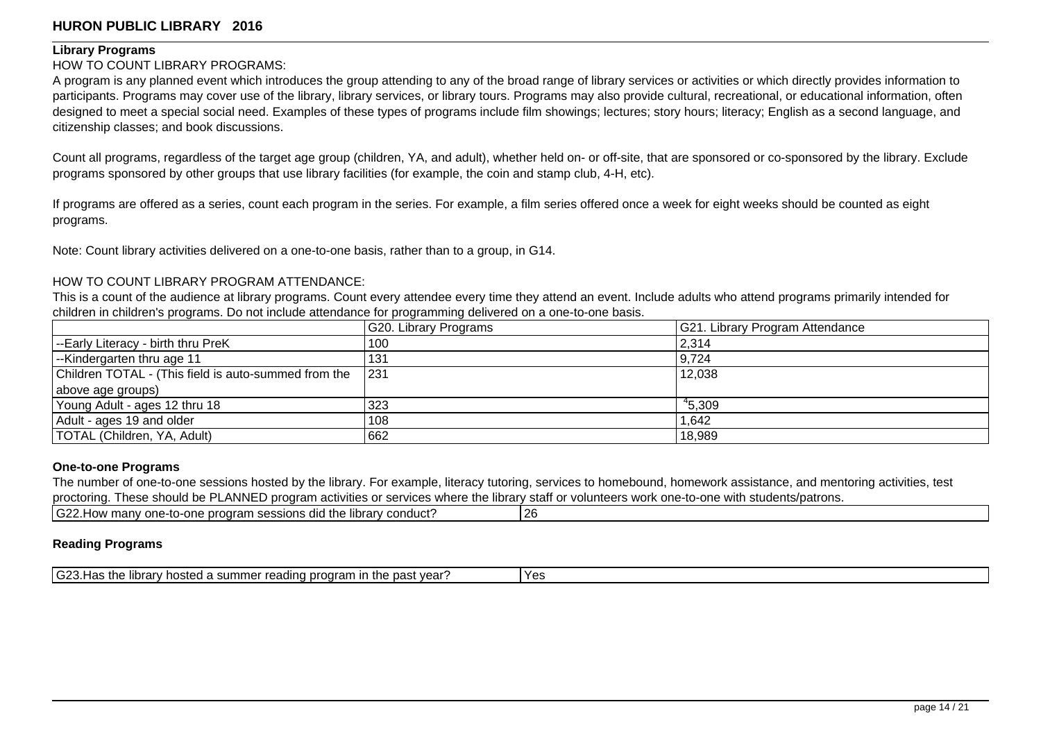**HURON PUBLIC LIBRARY 2016**

## Library Programs

HOW TO COUNT LIBRARY PROGRAMS:

A program is any planned event which introduces the group attending to any of the broad range of library services or activities or which directly provides information to participants. Programs may cover use of the library, library services, or library tours. Programs may also provide cultural, recreational, or educational information, often designed to meet a special social need. Examples of these types of programs include film showings; lectures; story hours; literacy; English as a second language, and citizenship classes; and book discussions.

Count all programs, regardless of the target age group (children, YA, and adult), whether held on- or off-site, that are sponsored or co-sponsored by the library. Exclude programs sponsored by other groups that use library facilities (for example, the coin and stamp club, 4-H, etc).

If programs are offered as a series, count each program in the series. For example, a film series offered once a week for eight weeks should be counted as eight programs.

Note: Count library activities delivered on a one-to-one basis, rather than to a group, in G14.

HOW TO COUNT LIBRARY PROGRAM ATTENDANCE:

This is a count of the audience at library programs. Count every attendee every time they attend an event. Include adults who attend programs primarily intended for children in children's programs. Do not include attendance for programming delivered on a one-to-one basis.

| | G20. Library Programs | G21. Library Program Attendance |
|---|---|---|
| --Early Literacy - birth thru PreK | 100 | 2,314 |
| --Kindergarten thru age 11 | 131 | 9,724 |
| Children TOTAL - (This field is auto-summed from the above age groups) | 231 | 12,038 |
| Young Adult - ages 12 thru 18 | 323 | [4]5,309 |
| Adult - ages 19 and older | 108 | 1,642 |
| TOTAL (Children, YA, Adult) | 662 | 18,989 |

## One-to-one Programs

The number of one-to-one sessions hosted by the library. For example, literacy tutoring, services to homebound, homework assistance, and mentoring activities, test proctoring. These should be PLANNED program activities or services where the library staff or volunteers work one-to-one with students/patrons.

| G22.How many one-to-one program sessions did the library conduct? | 26 |
|---|---|

## Reading Programs

| G23.Has the library hosted a summer reading program in the past year? | Yes |
|---|---|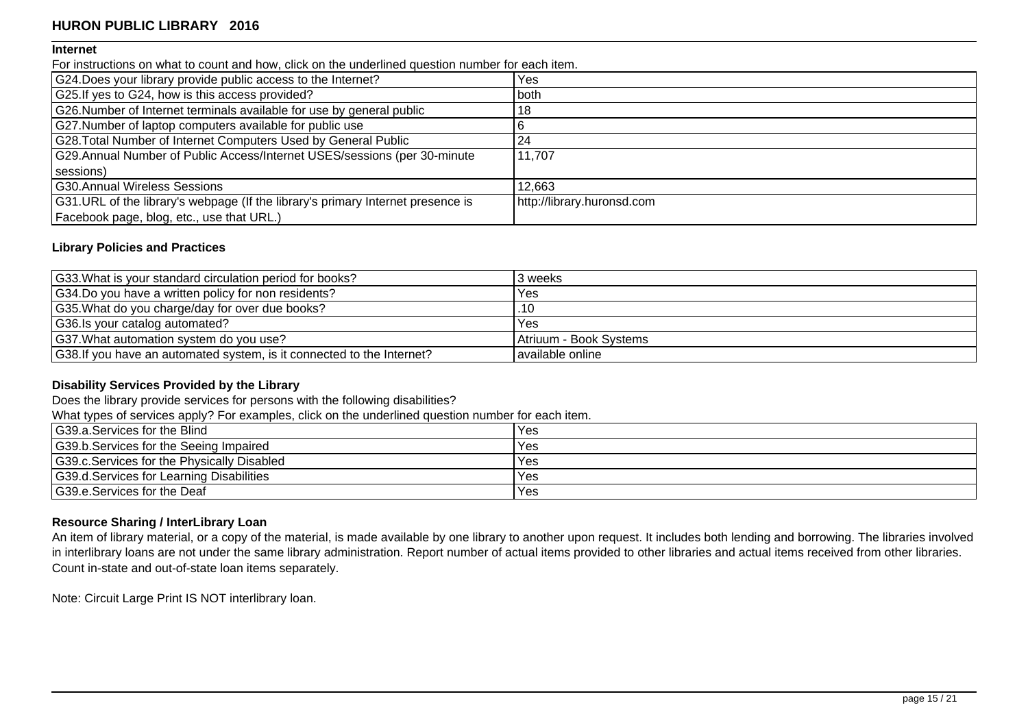## HURON PUBLIC LIBRARY 2016

### Internet

For instructions on what to count and how, click on the underlined question number for each item.

| | |
|---|---|
| G24.Does your library provide public access to the Internet? | Yes |
| G25.If yes to G24, how is this access provided? | both |
| G26.Number of Internet terminals available for use by general public | 18 |
| G27.Number of laptop computers available for public use | 6 |
| G28.Total Number of Internet Computers Used by General Public | 24 |
| G29.Annual Number of Public Access/Internet USES/sessions (per 30-minute sessions) | 11,707 |
| G30.Annual Wireless Sessions | 12,663 |
| G31.URL of the library's webpage (If the library's primary Internet presence is Facebook page, blog, etc., use that URL.) | http://library.huronsd.com |

### Library Policies and Practices

| | |
|---|---|
| G33.What is your standard circulation period for books? | 3 weeks |
| G34.Do you have a written policy for non residents? | Yes |
| G35.What do you charge/day for over due books? | .10 |
| G36.Is your catalog automated? | Yes |
| G37.What automation system do you use? | Atriuum - Book Systems |
| G38.If you have an automated system, is it connected to the Internet? | available online |

### Disability Services Provided by the Library

Does the library provide services for persons with the following disabilities?

What types of services apply? For examples, click on the underlined question number for each item.

| | |
|---|---|
| G39.a.Services for the Blind | Yes |
| G39.b.Services for the Seeing Impaired | Yes |
| G39.c.Services for the Physically Disabled | Yes |
| G39.d.Services for Learning Disabilities | Yes |
| G39.e.Services for the Deaf | Yes |

### Resource Sharing / InterLibrary Loan

An item of library material, or a copy of the material, is made available by one library to another upon request. It includes both lending and borrowing. The libraries involved in interlibrary loans are not under the same library administration. Report number of actual items provided to other libraries and actual items received from other libraries. Count in-state and out-of-state loan items separately.

Note: Circuit Large Print IS NOT interlibrary loan.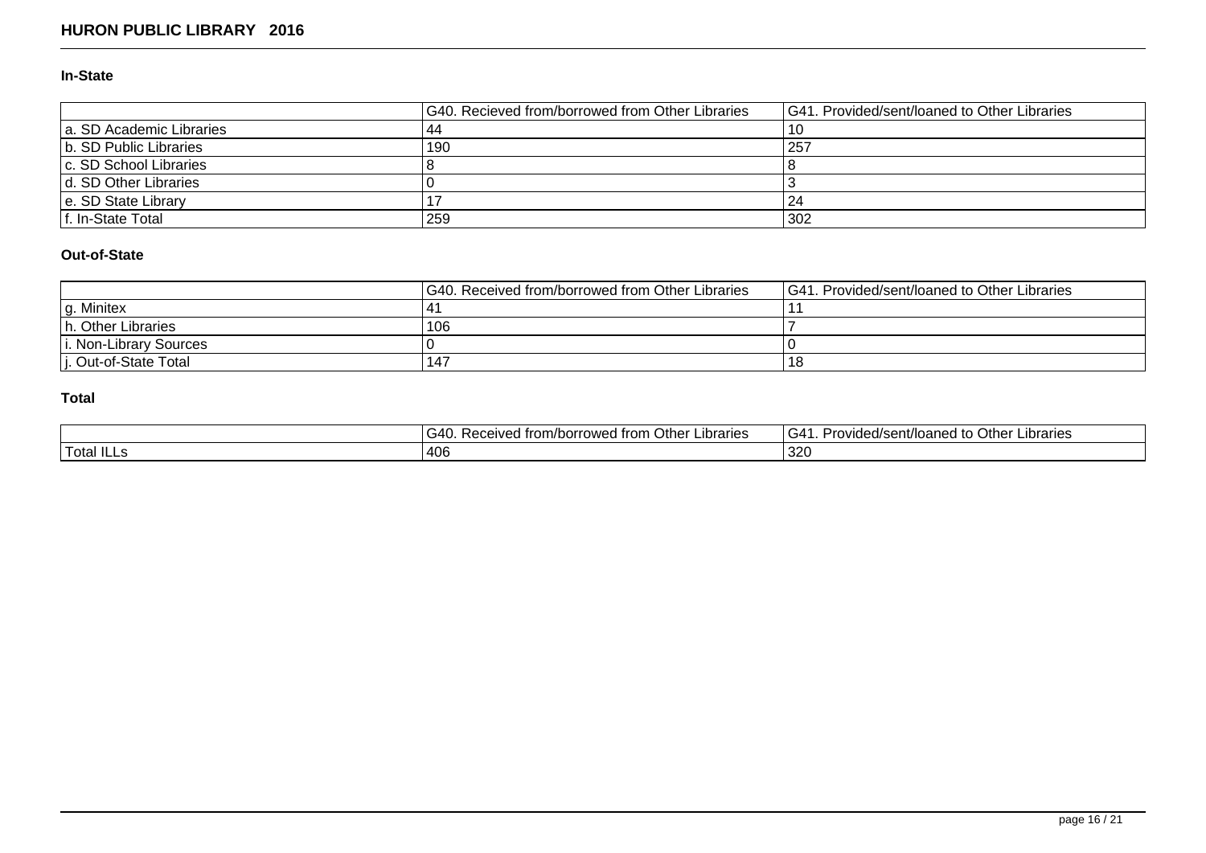# HURON PUBLIC LIBRARY 2016

### In-State

| | G40. Recieved from/borrowed from Other Libraries | G41. Provided/sent/loaned to Other Libraries |
|---|---|---|
| a. SD Academic Libraries | 44 | 10 |
| b. SD Public Libraries | 190 | 257 |
| c. SD School Libraries | 8 | 8 |
| d. SD Other Libraries | 0 | 3 |
| e. SD State Library | 17 | 24 |
| f. In-State Total | 259 | 302 |

### Out-of-State

| | G40. Received from/borrowed from Other Libraries | G41. Provided/sent/loaned to Other Libraries |
|---|---|---|
| g. Minitex | 41 | 11 |
| h. Other Libraries | 106 | 7 |
| i. Non-Library Sources | 0 | 0 |
| j. Out-of-State Total | 147 | 18 |

### Total

| | G40. Received from/borrowed from Other Libraries | G41. Provided/sent/loaned to Other Libraries |
|---|---|---|
| Total ILLs | 406 | 320 |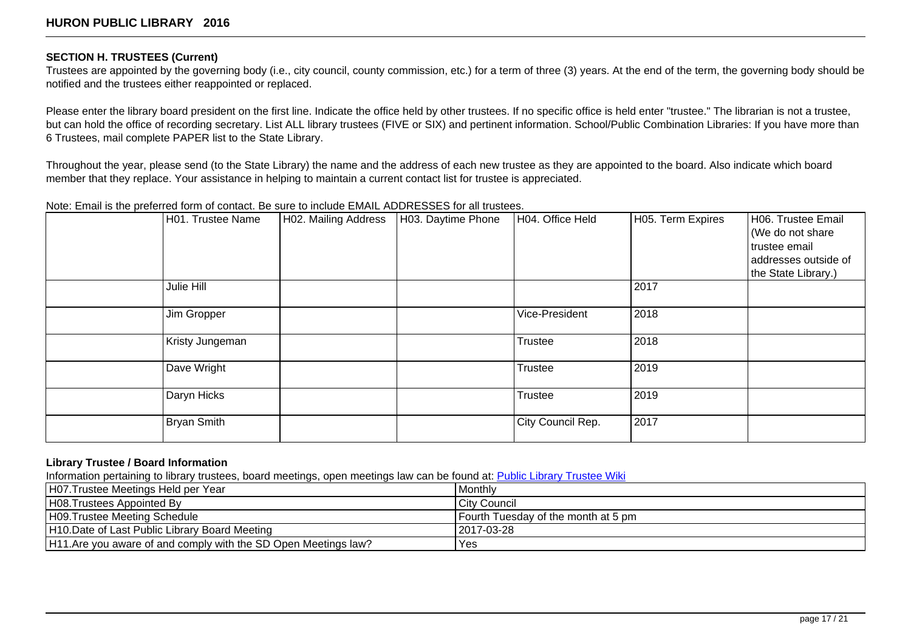## SECTION H. TRUSTEES (Current)

Trustees are appointed by the governing body (i.e., city council, county commission, etc.) for a term of three (3) years. At the end of the term, the governing body should be notified and the trustees either reappointed or replaced.

Please enter the library board president on the first line. Indicate the office held by other trustees. If no specific office is held enter "trustee." The librarian is not a trustee, but can hold the office of recording secretary. List ALL library trustees (FIVE or SIX) and pertinent information. School/Public Combination Libraries: If you have more than 6 Trustees, mail complete PAPER list to the State Library.

Throughout the year, please send (to the State Library) the name and the address of each new trustee as they are appointed to the board. Also indicate which board member that they replace. Your assistance in helping to maintain a current contact list for trustee is appreciated.

Note: Email is the preferred form of contact. Be sure to include EMAIL ADDRESSES for all trustees.

| | H01. Trustee Name | H02. Mailing Address | H03. Daytime Phone | H04. Office Held | H05. Term Expires | H06. Trustee Email (We do not share trustee email addresses outside of the State Library.) |
|---|---|---|---|---|---|---|
| | Julie Hill | | | | 2017 | |
| | Jim Gropper | | | Vice-President | 2018 | |
| | Kristy Jungeman | | | Trustee | 2018 | |
| | Dave Wright | | | Trustee | 2019 | |
| | Daryn Hicks | | | Trustee | 2019 | |
| | Bryan Smith | | | City Council Rep. | 2017 | |

### Library Trustee / Board Information

Information pertaining to library trustees, board meetings, open meetings law can be found at: [Public Library Trustee Wiki]

| | |
|---|---|
| H07.Trustee Meetings Held per Year | Monthly |
| H08.Trustees Appointed By | City Council |
| H09.Trustee Meeting Schedule | Fourth Tuesday of the month at 5 pm |
| H10.Date of Last Public Library Board Meeting | 2017-03-28 |
| H11.Are you aware of and comply with the SD Open Meetings law? | Yes |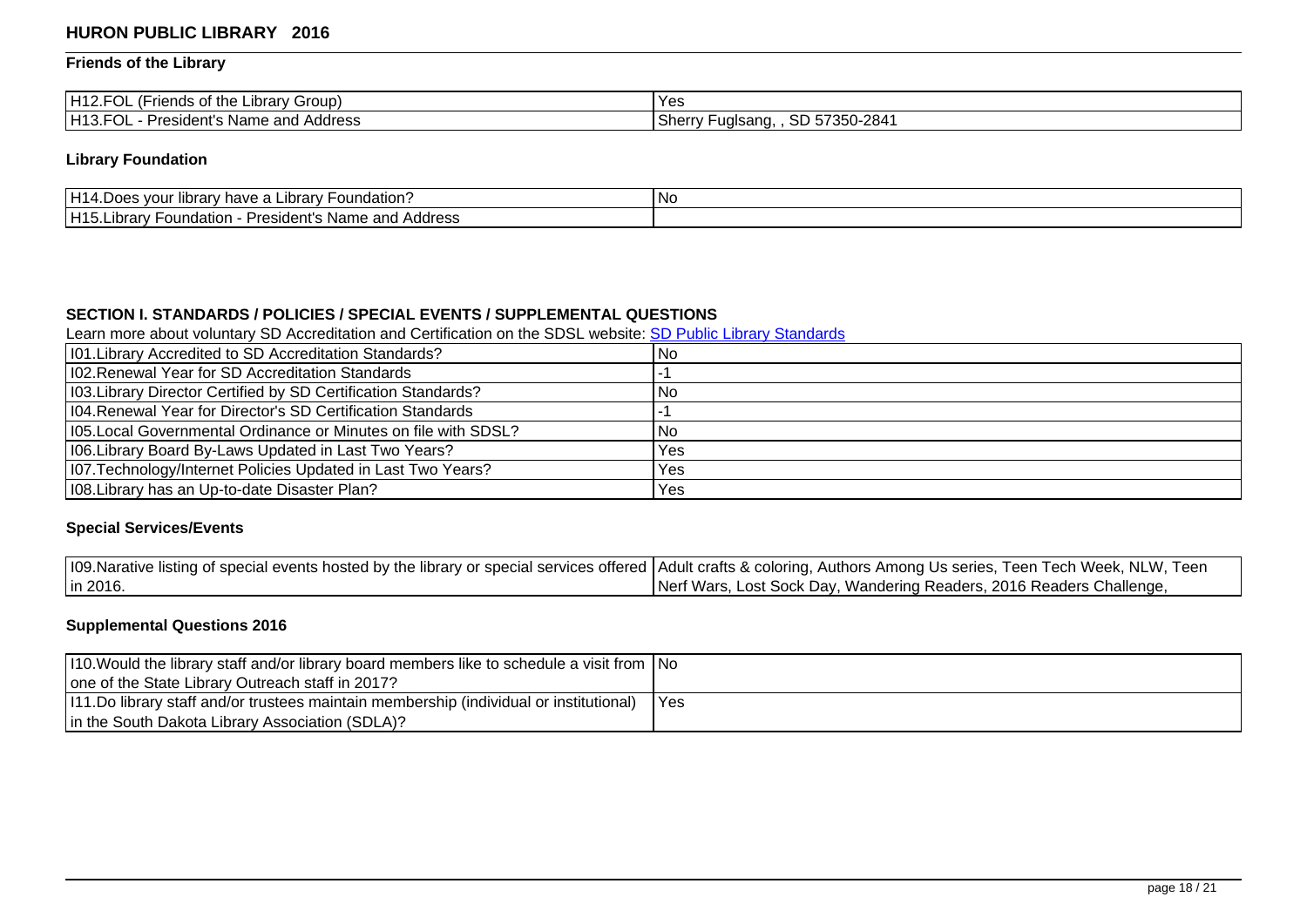## HURON PUBLIC LIBRARY 2016

### Friends of the Library

| | |
|---|---|
| H12.FOL (Friends of the Library Group) | Yes |
| H13.FOL - President's Name and Address | Sherry Fuglsang, , SD 57350-2841 |

### Library Foundation

| | |
|---|---|
| H14.Does your library have a Library Foundation? | No |
| H15.Library Foundation - President's Name and Address | |

### SECTION I. STANDARDS / POLICIES / SPECIAL EVENTS / SUPPLEMENTAL QUESTIONS

Learn more about voluntary SD Accreditation and Certification on the SDSL website: SD Public Library Standards

| | |
|---|---|
| I01.Library Accredited to SD Accreditation Standards? | No |
| I02.Renewal Year for SD Accreditation Standards | -1 |
| I03.Library Director Certified by SD Certification Standards? | No |
| I04.Renewal Year for Director's SD Certification Standards | -1 |
| I05.Local Governmental Ordinance or Minutes on file with SDSL? | No |
| I06.Library Board By-Laws Updated in Last Two Years? | Yes |
| I07.Technology/Internet Policies Updated in Last Two Years? | Yes |
| I08.Library has an Up-to-date Disaster Plan? | Yes |

### Special Services/Events

| | |
|---|---|
| I09.Narative listing of special events hosted by the library or special services offered in 2016. | Adult crafts & coloring, Authors Among Us series, Teen Tech Week, NLW, Teen Nerf Wars, Lost Sock Day, Wandering Readers, 2016 Readers Challenge, |

### Supplemental Questions 2016

| | |
|---|---|
| I10.Would the library staff and/or library board members like to schedule a visit from one of the State Library Outreach staff in 2017? | No |
| I11.Do library staff and/or trustees maintain membership (individual or institutional) in the South Dakota Library Association (SDLA)? | Yes |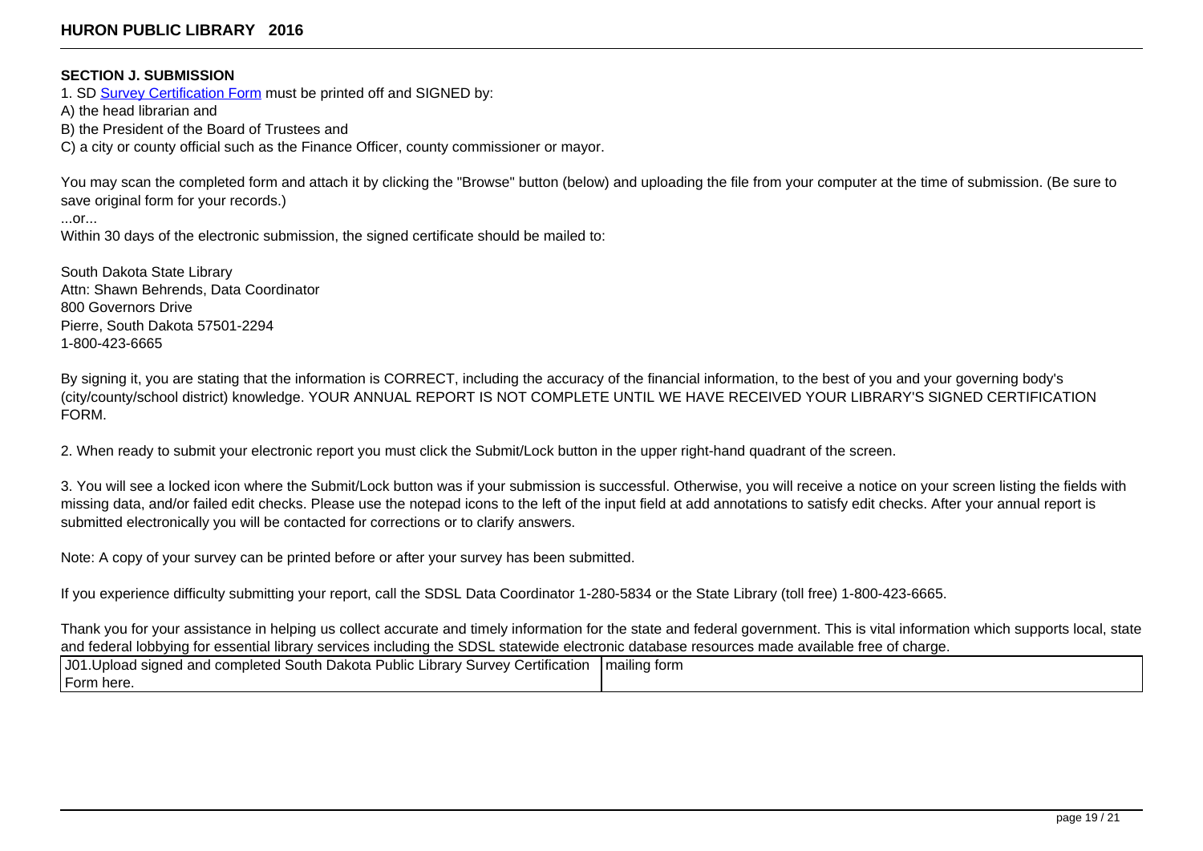### SECTION J. SUBMISSION

1. SD Survey Certification Form must be printed off and SIGNED by:

A) the head librarian and
B) the President of the Board of Trustees and
C) a city or county official such as the Finance Officer, county commissioner or mayor.

You may scan the completed form and attach it by clicking the "Browse" button (below) and uploading the file from your computer at the time of submission. (Be sure to save original form for your records.)

...or...

Within 30 days of the electronic submission, the signed certificate should be mailed to:

South Dakota State Library
Attn: Shawn Behrends, Data Coordinator
800 Governors Drive
Pierre, South Dakota 57501-2294
1-800-423-6665

By signing it, you are stating that the information is CORRECT, including the accuracy of the financial information, to the best of you and your governing body's (city/county/school district) knowledge. YOUR ANNUAL REPORT IS NOT COMPLETE UNTIL WE HAVE RECEIVED YOUR LIBRARY'S SIGNED CERTIFICATION FORM.

2. When ready to submit your electronic report you must click the Submit/Lock button in the upper right-hand quadrant of the screen.

3. You will see a locked icon where the Submit/Lock button was if your submission is successful. Otherwise, you will receive a notice on your screen listing the fields with missing data, and/or failed edit checks. Please use the notepad icons to the left of the input field at add annotations to satisfy edit checks. After your annual report is submitted electronically you will be contacted for corrections or to clarify answers.

Note: A copy of your survey can be printed before or after your survey has been submitted.

If you experience difficulty submitting your report, call the SDSL Data Coordinator 1-280-5834 or the State Library (toll free) 1-800-423-6665.

Thank you for your assistance in helping us collect accurate and timely information for the state and federal government. This is vital information which supports local, state and federal lobbying for essential library services including the SDSL statewide electronic database resources made available free of charge.

| J01.Upload signed and completed South Dakota Public Library Survey Certification Form here. | mailing form |
|---|---|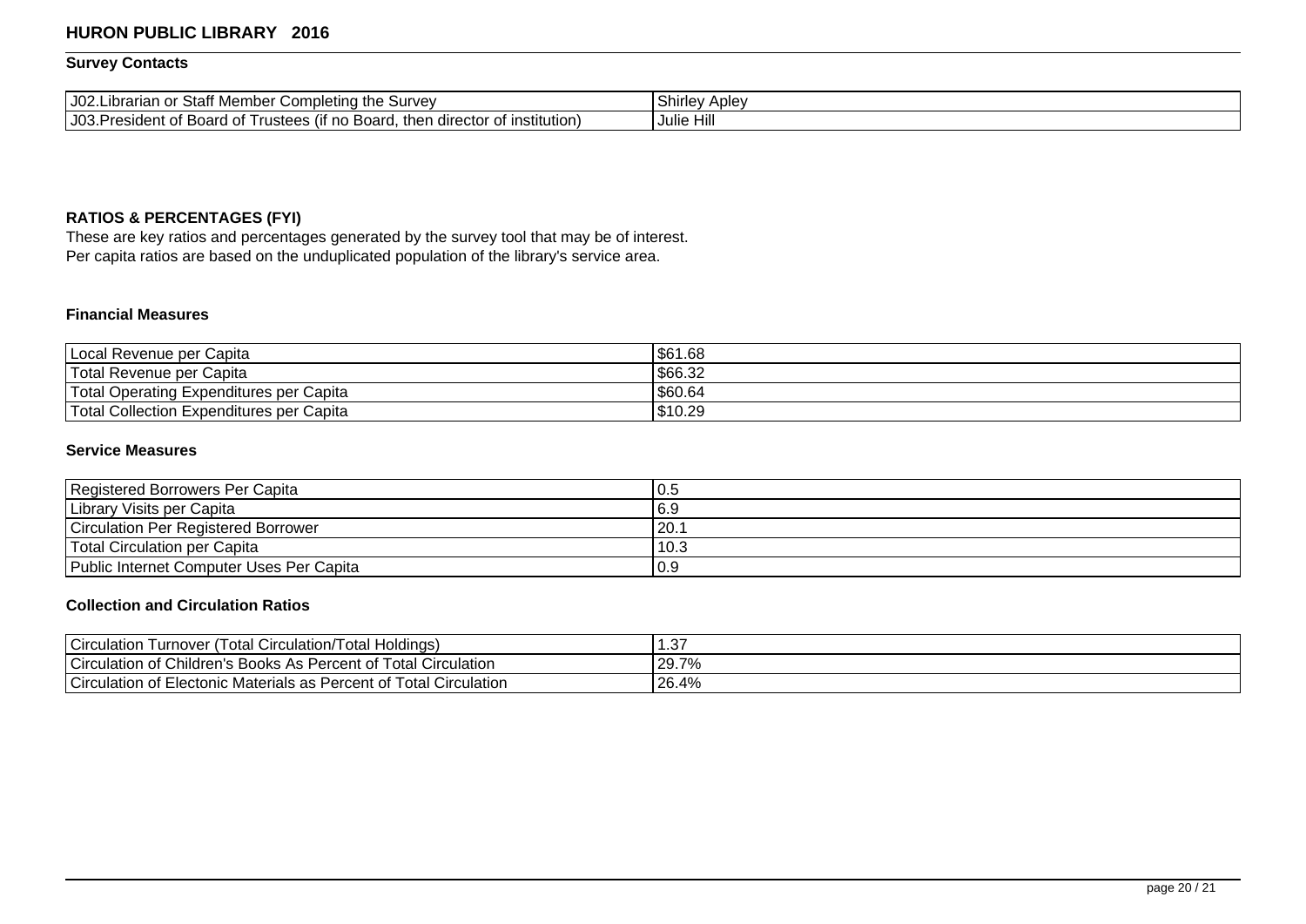# HURON PUBLIC LIBRARY 2016

## Survey Contacts

| | |
|---|---|
| J02.Librarian or Staff Member Completing the Survey | Shirley Apley |
| J03.President of Board of Trustees (if no Board, then director of institution) | Julie Hill |

## RATIOS & PERCENTAGES (FYI)

These are key ratios and percentages generated by the survey tool that may be of interest.
Per capita ratios are based on the unduplicated population of the library's service area.

### Financial Measures

| | |
|---|---|
| Local Revenue per Capita | $61.68 |
| Total Revenue per Capita | $66.32 |
| Total Operating Expenditures per Capita | $60.64 |
| Total Collection Expenditures per Capita | $10.29 |

### Service Measures

| | |
|---|---|
| Registered Borrowers Per Capita | 0.5 |
| Library Visits per Capita | 6.9 |
| Circulation Per Registered Borrower | 20.1 |
| Total Circulation per Capita | 10.3 |
| Public Internet Computer Uses Per Capita | 0.9 |

### Collection and Circulation Ratios

| | |
|---|---|
| Circulation Turnover (Total Circulation/Total Holdings) | 1.37 |
| Circulation of Children's Books As Percent of Total Circulation | 29.7% |
| Circulation of Electonic Materials as Percent of Total Circulation | 26.4% |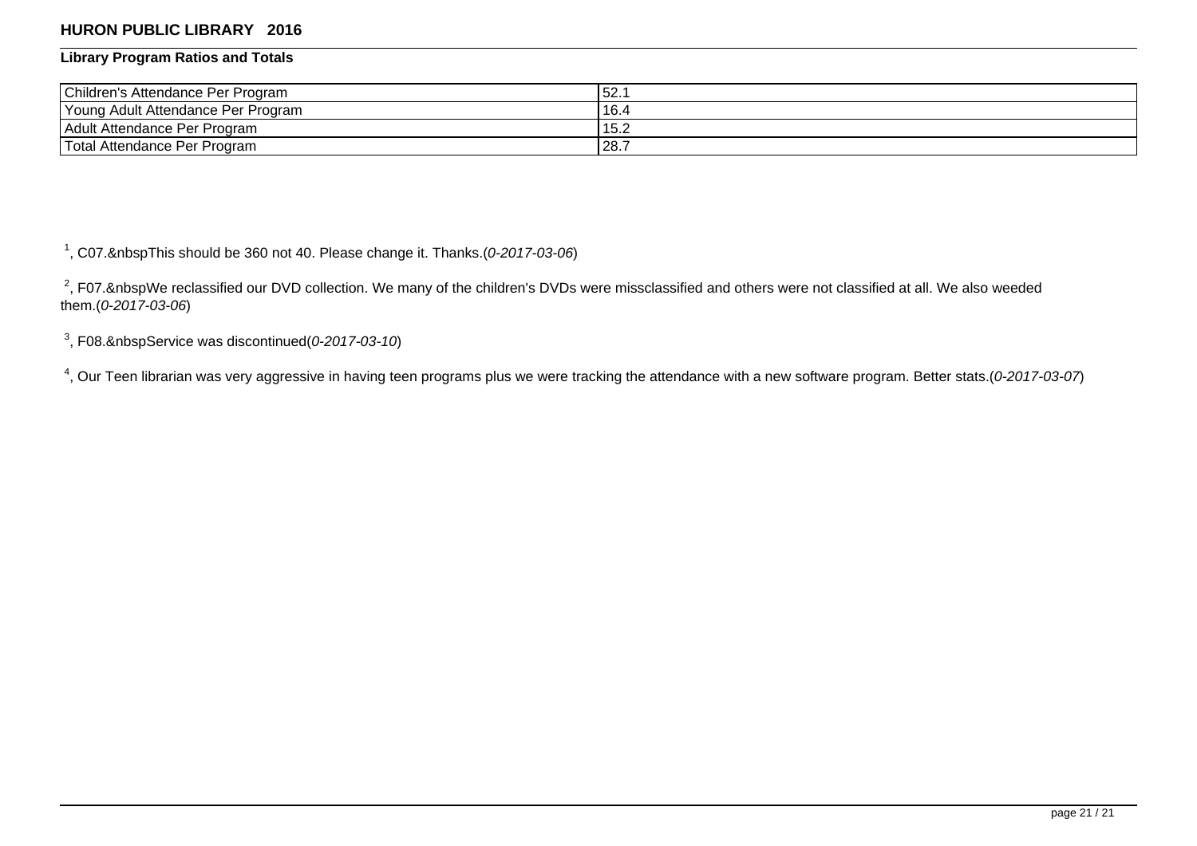**HURON PUBLIC LIBRARY 2016**

**Library Program Ratios and Totals**

| | |
|---|---|
| Children's Attendance Per Program | 52.1 |
| Young Adult Attendance Per Program | 16.4 |
| Adult Attendance Per Program | 15.2 |
| Total Attendance Per Program | 28.7 |

[1], C07.&nbspThis should be 360 not 40. Please change it. Thanks.(*0-2017-03-06*)

[2], F07.&nbspWe reclassified our DVD collection. We many of the children's DVDs were missclassified and others were not classified at all. We also weeded them.(*0-2017-03-06*)

[3], F08.&nbspService was discontinued(*0-2017-03-10*)

[4], Our Teen librarian was very aggressive in having teen programs plus we were tracking the attendance with a new software program. Better stats.(*0-2017-03-07*)